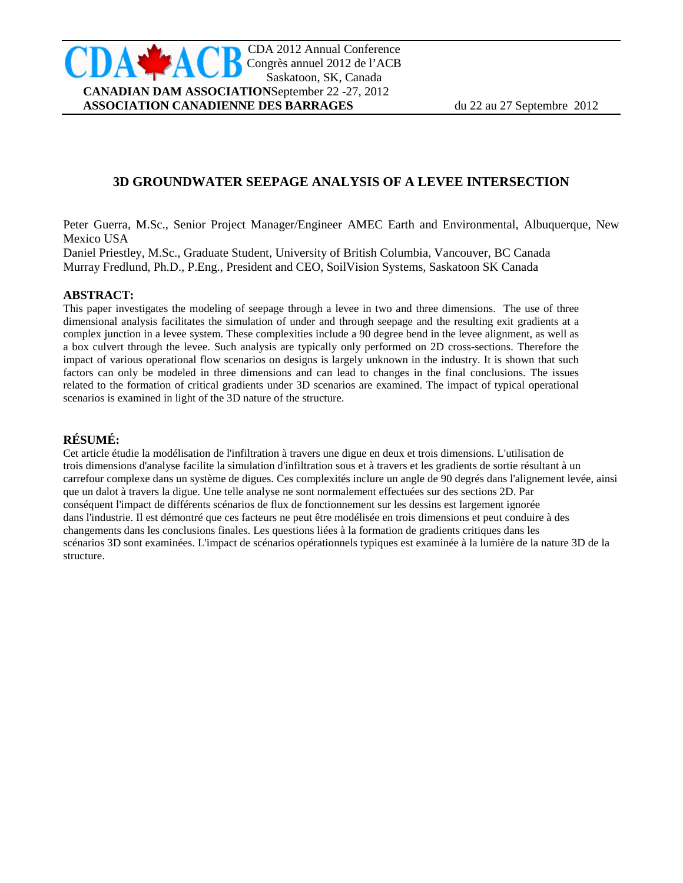# 3D GROUNDWATER SEEPAGE ANALYSIS OF A LEVEE INTERSECTION

Peter Guerra, M.Sc., Senior Project Manager/Engineer AMEC Earth and Environmental, Albuquerque, New Mexico USA
Daniel Priestley, M.Sc., Graduate Student, University of British Columbia, Vancouver, BC Canada
Murray Fredlund, Ph.D., P.Eng., President and CEO, SoilVision Systems, Saskatoon SK Canada

## ABSTRACT:

This paper investigates the modeling of seepage through a levee in two and three dimensions. The use of three dimensional analysis facilitates the simulation of under and through seepage and the resulting exit gradients at a complex junction in a levee system. These complexities include a 90 degree bend in the levee alignment, as well as a box culvert through the levee. Such analysis are typically only performed on 2D cross-sections. Therefore the impact of various operational flow scenarios on designs is largely unknown in the industry. It is shown that such factors can only be modeled in three dimensions and can lead to changes in the final conclusions. The issues related to the formation of critical gradients under 3D scenarios are examined. The impact of typical operational scenarios is examined in light of the 3D nature of the structure.

## RÉSUMÉ:

Cet article étudie la modélisation de l'infiltration à travers une digue en deux et trois dimensions. L'utilisation de trois dimensions d'analyse facilite la simulation d'infiltration sous et à travers et les gradients de sortie résultant à un carrefour complexe dans un système de digues. Ces complexités inclure un angle de 90 degrés dans l'alignement levée, ainsi que un dalot à travers la digue. Une telle analyse ne sont normalement effectuées sur des sections 2D. Par conséquent l'impact de différents scénarios de flux de fonctionnement sur les dessins est largement ignorée dans l'industrie. Il est démontré que ces facteurs ne peut être modélisée en trois dimensions et peut conduire à des changements dans les conclusions finales. Les questions liées à la formation de gradients critiques dans les scénarios 3D sont examinées. L'impact de scénarios opérationnels typiques est examinée à la lumière de la nature 3D de la structure.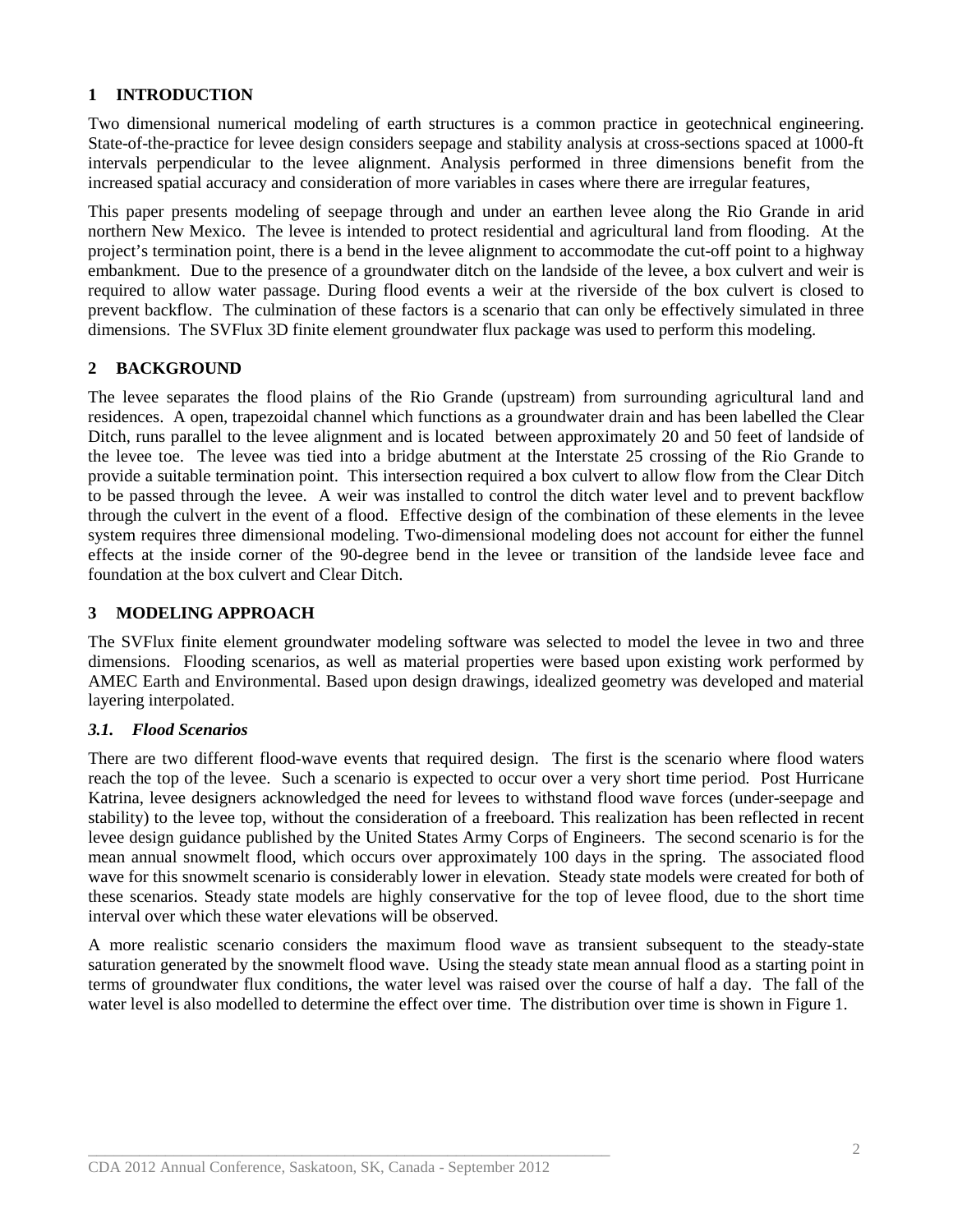## 1 INTRODUCTION

Two dimensional numerical modeling of earth structures is a common practice in geotechnical engineering. State-of-the-practice for levee design considers seepage and stability analysis at cross-sections spaced at 1000-ft intervals perpendicular to the levee alignment. Analysis performed in three dimensions benefit from the increased spatial accuracy and consideration of more variables in cases where there are irregular features,

This paper presents modeling of seepage through and under an earthen levee along the Rio Grande in arid northern New Mexico. The levee is intended to protect residential and agricultural land from flooding. At the project's termination point, there is a bend in the levee alignment to accommodate the cut-off point to a highway embankment. Due to the presence of a groundwater ditch on the landside of the levee, a box culvert and weir is required to allow water passage. During flood events a weir at the riverside of the box culvert is closed to prevent backflow. The culmination of these factors is a scenario that can only be effectively simulated in three dimensions. The SVFlux 3D finite element groundwater flux package was used to perform this modeling.

## 2 BACKGROUND

The levee separates the flood plains of the Rio Grande (upstream) from surrounding agricultural land and residences. A open, trapezoidal channel which functions as a groundwater drain and has been labelled the Clear Ditch, runs parallel to the levee alignment and is located between approximately 20 and 50 feet of landside of the levee toe. The levee was tied into a bridge abutment at the Interstate 25 crossing of the Rio Grande to provide a suitable termination point. This intersection required a box culvert to allow flow from the Clear Ditch to be passed through the levee. A weir was installed to control the ditch water level and to prevent backflow through the culvert in the event of a flood. Effective design of the combination of these elements in the levee system requires three dimensional modeling. Two-dimensional modeling does not account for either the funnel effects at the inside corner of the 90-degree bend in the levee or transition of the landside levee face and foundation at the box culvert and Clear Ditch.

## 3 MODELING APPROACH

The SVFlux finite element groundwater modeling software was selected to model the levee in two and three dimensions. Flooding scenarios, as well as material properties were based upon existing work performed by AMEC Earth and Environmental. Based upon design drawings, idealized geometry was developed and material layering interpolated.

### *3.1. Flood Scenarios*

There are two different flood-wave events that required design. The first is the scenario where flood waters reach the top of the levee. Such a scenario is expected to occur over a very short time period. Post Hurricane Katrina, levee designers acknowledged the need for levees to withstand flood wave forces (under-seepage and stability) to the levee top, without the consideration of a freeboard. This realization has been reflected in recent levee design guidance published by the United States Army Corps of Engineers. The second scenario is for the mean annual snowmelt flood, which occurs over approximately 100 days in the spring. The associated flood wave for this snowmelt scenario is considerably lower in elevation. Steady state models were created for both of these scenarios. Steady state models are highly conservative for the top of levee flood, due to the short time interval over which these water elevations will be observed.

A more realistic scenario considers the maximum flood wave as transient subsequent to the steady-state saturation generated by the snowmelt flood wave. Using the steady state mean annual flood as a starting point in terms of groundwater flux conditions, the water level was raised over the course of half a day. The fall of the water level is also modelled to determine the effect over time. The distribution over time is shown in Figure 1.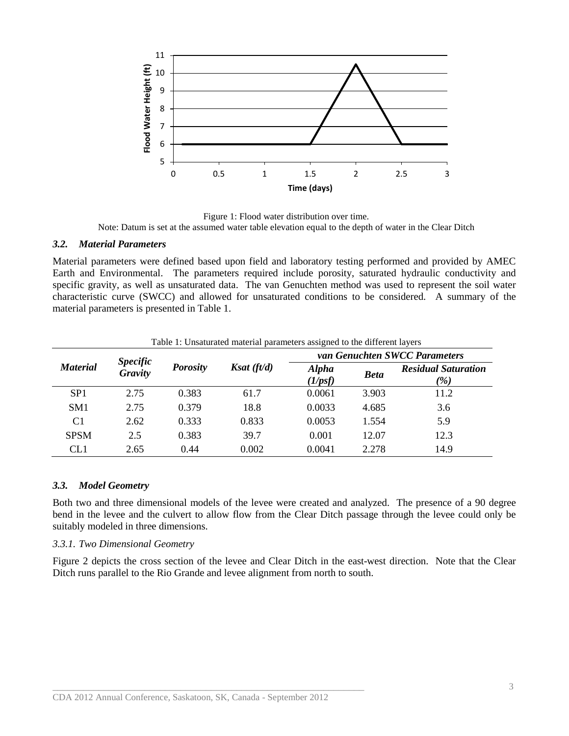Figure 1: Flood water distribution over time.
Note: Datum is set at the assumed water table elevation equal to the depth of water in the Clear Ditch

### *3.2. Material Parameters*

Material parameters were defined based upon field and laboratory testing performed and provided by AMEC Earth and Environmental. The parameters required include porosity, saturated hydraulic conductivity and specific gravity, as well as unsaturated data. The van Genuchten method was used to represent the soil water characteristic curve (SWCC) and allowed for unsaturated conditions to be considered. A summary of the material parameters is presented in Table 1.

Table 1: Unsaturated material parameters assigned to the different layers

| ***Material*** | ***Specific Gravity*** | ***Porosity*** | ***Ksat (ft/d)*** | ***van Genuchten SWCC Parameters*** | | |
|---|---|---|---|---|---|---|
| | | | | ***Alpha (1/psf)*** | ***Beta*** | ***Residual Saturation (%)*** |
| SP1 | 2.75 | 0.383 | 61.7 | 0.0061 | 3.903 | 11.2 |
| SM1 | 2.75 | 0.379 | 18.8 | 0.0033 | 4.685 | 3.6 |
| C1 | 2.62 | 0.333 | 0.833 | 0.0053 | 1.554 | 5.9 |
| SPSM | 2.5 | 0.383 | 39.7 | 0.001 | 12.07 | 12.3 |
| CL1 | 2.65 | 0.44 | 0.002 | 0.0041 | 2.278 | 14.9 |

### *3.3. Model Geometry*

Both two and three dimensional models of the levee were created and analyzed. The presence of a 90 degree bend in the levee and the culvert to allow flow from the Clear Ditch passage through the levee could only be suitably modeled in three dimensions.

#### *3.3.1. Two Dimensional Geometry*

Figure 2 depicts the cross section of the levee and Clear Ditch in the east-west direction. Note that the Clear Ditch runs parallel to the Rio Grande and levee alignment from north to south.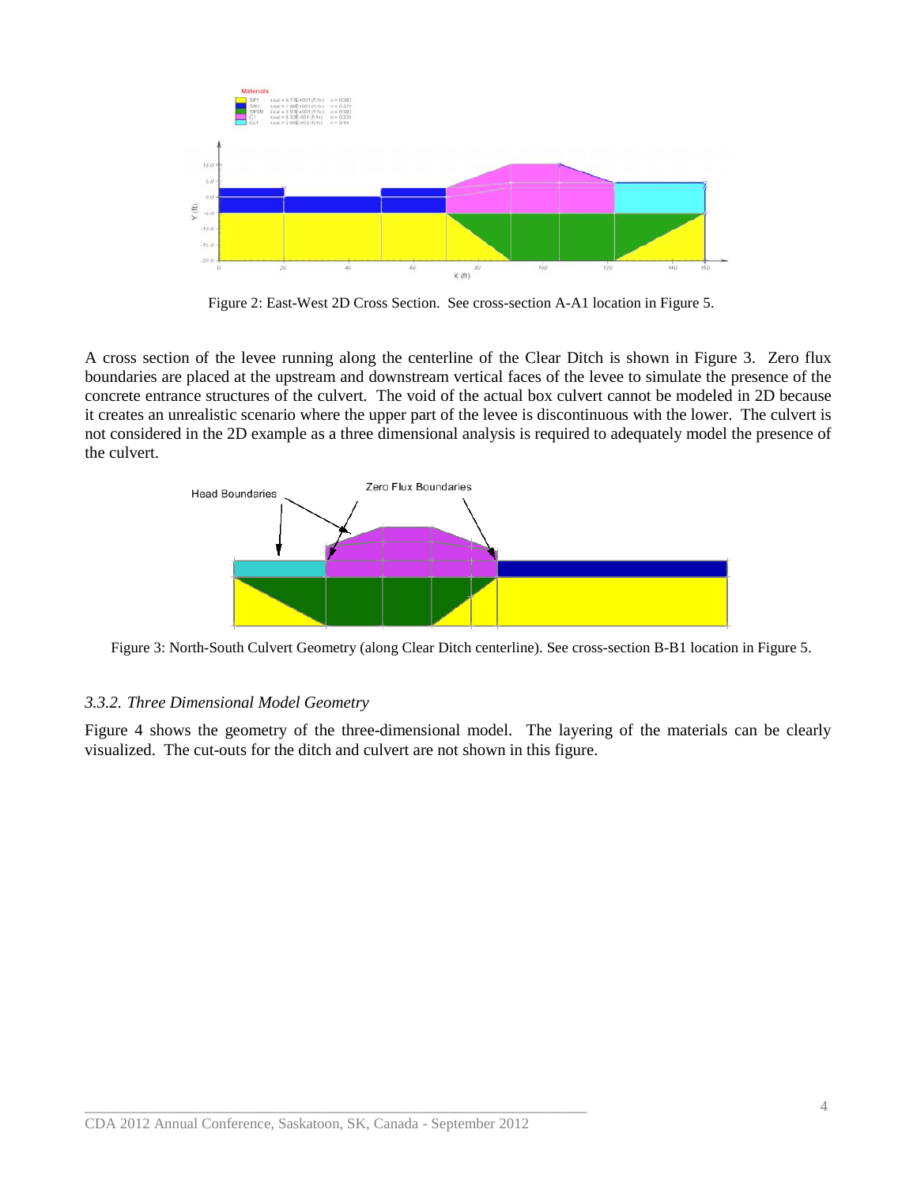Figure 2: East-West 2D Cross Section. See cross-section A-A1 location in Figure 5.

A cross section of the levee running along the centerline of the Clear Ditch is shown in Figure 3. Zero flux boundaries are placed at the upstream and downstream vertical faces of the levee to simulate the presence of the concrete entrance structures of the culvert. The void of the actual box culvert cannot be modeled in 2D because it creates an unrealistic scenario where the upper part of the levee is discontinuous with the lower. The culvert is not considered in the 2D example as a three dimensional analysis is required to adequately model the presence of the culvert.

Figure 3: North-South Culvert Geometry (along Clear Ditch centerline). See cross-section B-B1 location in Figure 5.

### *3.3.2. Three Dimensional Model Geometry*

Figure 4 shows the geometry of the three-dimensional model. The layering of the materials can be clearly visualized. The cut-outs for the ditch and culvert are not shown in this figure.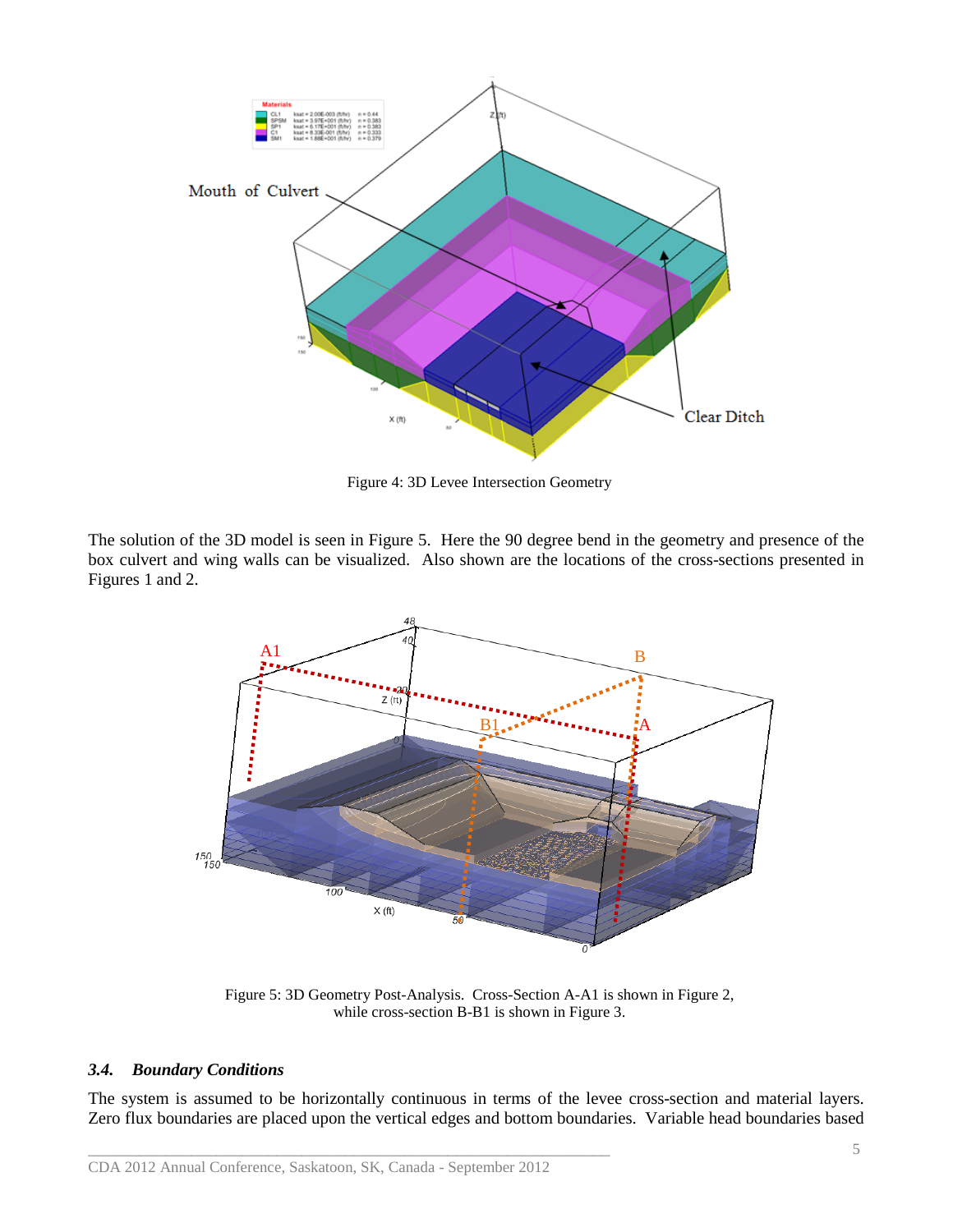Figure 4: 3D Levee Intersection Geometry

The solution of the 3D model is seen in Figure 5. Here the 90 degree bend in the geometry and presence of the box culvert and wing walls can be visualized. Also shown are the locations of the cross-sections presented in Figures 1 and 2.

Figure 5: 3D Geometry Post-Analysis. Cross-Section A-A1 is shown in Figure 2, while cross-section B-B1 is shown in Figure 3.

### *3.4. Boundary Conditions*

The system is assumed to be horizontally continuous in terms of the levee cross-section and material layers. Zero flux boundaries are placed upon the vertical edges and bottom boundaries. Variable head boundaries based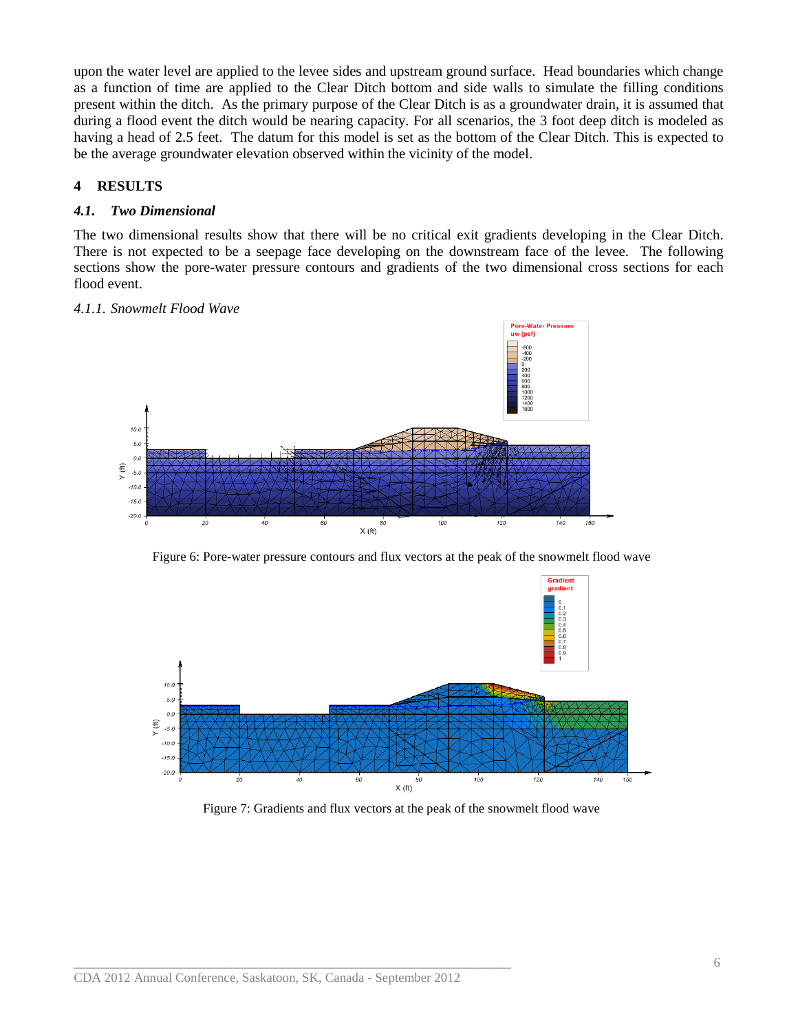upon the water level are applied to the levee sides and upstream ground surface. Head boundaries which change as a function of time are applied to the Clear Ditch bottom and side walls to simulate the filling conditions present within the ditch. As the primary purpose of the Clear Ditch is as a groundwater drain, it is assumed that during a flood event the ditch would be nearing capacity. For all scenarios, the 3 foot deep ditch is modeled as having a head of 2.5 feet. The datum for this model is set as the bottom of the Clear Ditch. This is expected to be the average groundwater elevation observed within the vicinity of the model.

# 4 RESULTS

## *4.1. Two Dimensional*

The two dimensional results show that there will be no critical exit gradients developing in the Clear Ditch. There is not expected to be a seepage face developing on the downstream face of the levee. The following sections show the pore-water pressure contours and gradients of the two dimensional cross sections for each flood event.

### *4.1.1. Snowmelt Flood Wave*

Figure 6: Pore-water pressure contours and flux vectors at the peak of the snowmelt flood wave

Figure 7: Gradients and flux vectors at the peak of the snowmelt flood wave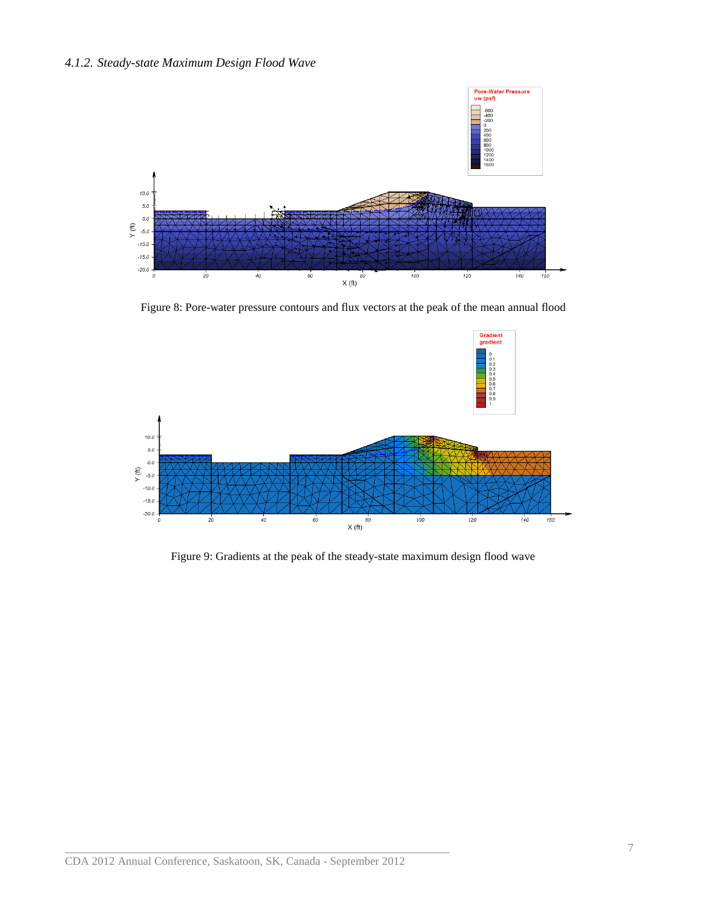### *4.1.2. Steady-state Maximum Design Flood Wave*

Figure 8: Pore-water pressure contours and flux vectors at the peak of the mean annual flood

Figure 9: Gradients at the peak of the steady-state maximum design flood wave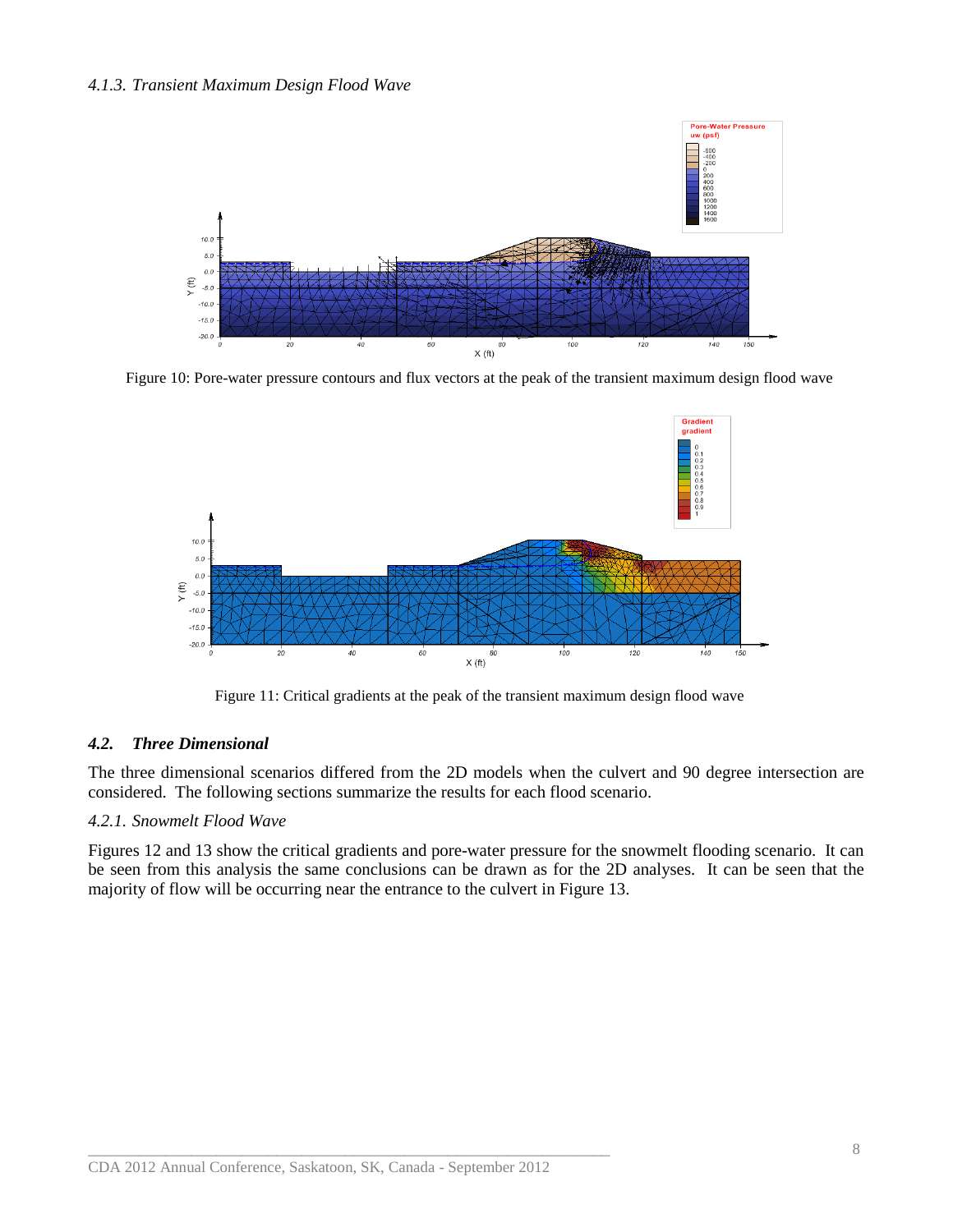#### *4.1.3. Transient Maximum Design Flood Wave*

Figure 10: Pore-water pressure contours and flux vectors at the peak of the transient maximum design flood wave

Figure 11: Critical gradients at the peak of the transient maximum design flood wave

### *4.2. Three Dimensional*

The three dimensional scenarios differed from the 2D models when the culvert and 90 degree intersection are considered. The following sections summarize the results for each flood scenario.

#### *4.2.1. Snowmelt Flood Wave*

Figures 12 and 13 show the critical gradients and pore-water pressure for the snowmelt flooding scenario. It can be seen from this analysis the same conclusions can be drawn as for the 2D analyses. It can be seen that the majority of flow will be occurring near the entrance to the culvert in Figure 13.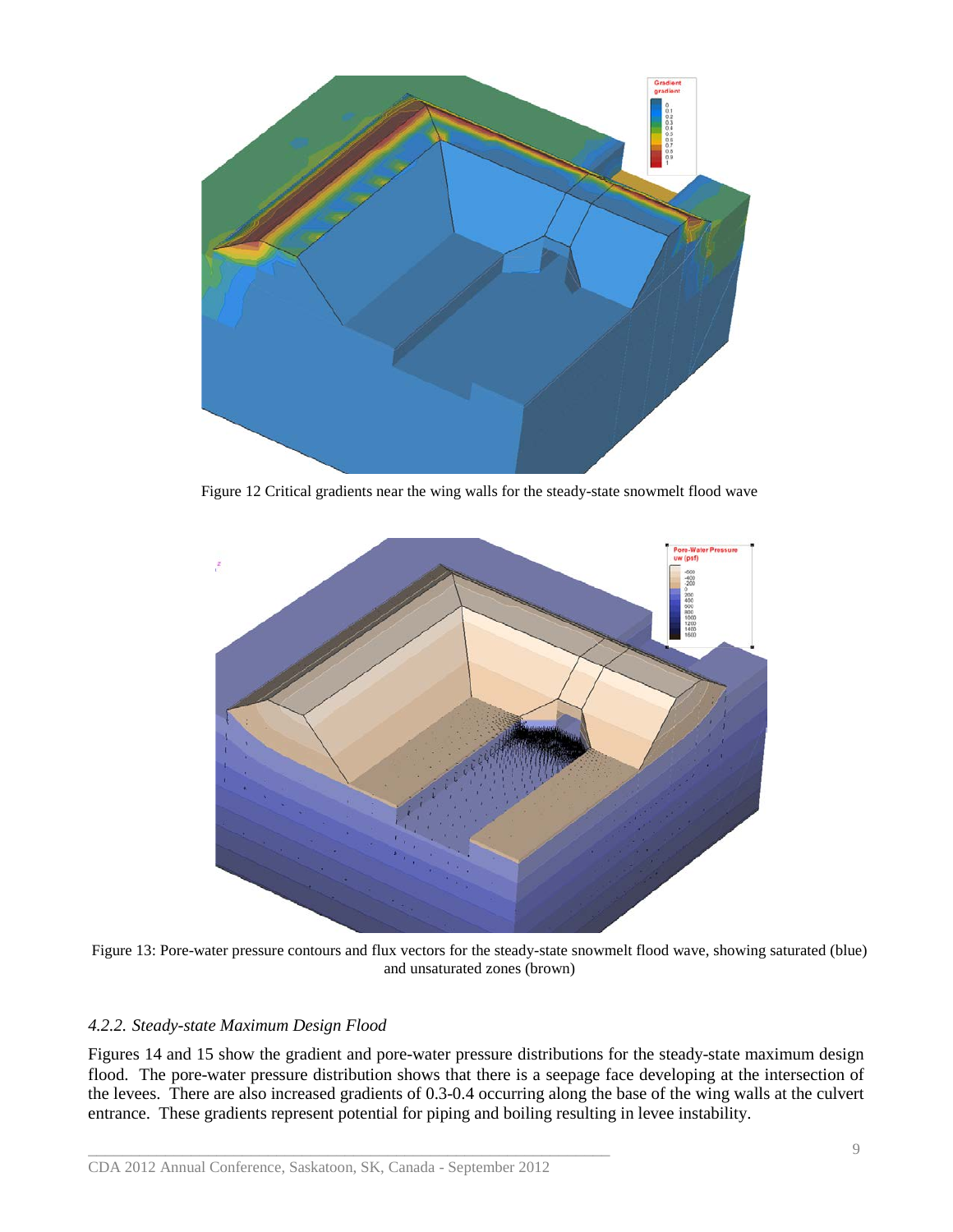Figure 12 Critical gradients near the wing walls for the steady-state snowmelt flood wave

Figure 13: Pore-water pressure contours and flux vectors for the steady-state snowmelt flood wave, showing saturated (blue) and unsaturated zones (brown)

### *4.2.2. Steady-state Maximum Design Flood*

Figures 14 and 15 show the gradient and pore-water pressure distributions for the steady-state maximum design flood. The pore-water pressure distribution shows that there is a seepage face developing at the intersection of the levees. There are also increased gradients of 0.3-0.4 occurring along the base of the wing walls at the culvert entrance. These gradients represent potential for piping and boiling resulting in levee instability.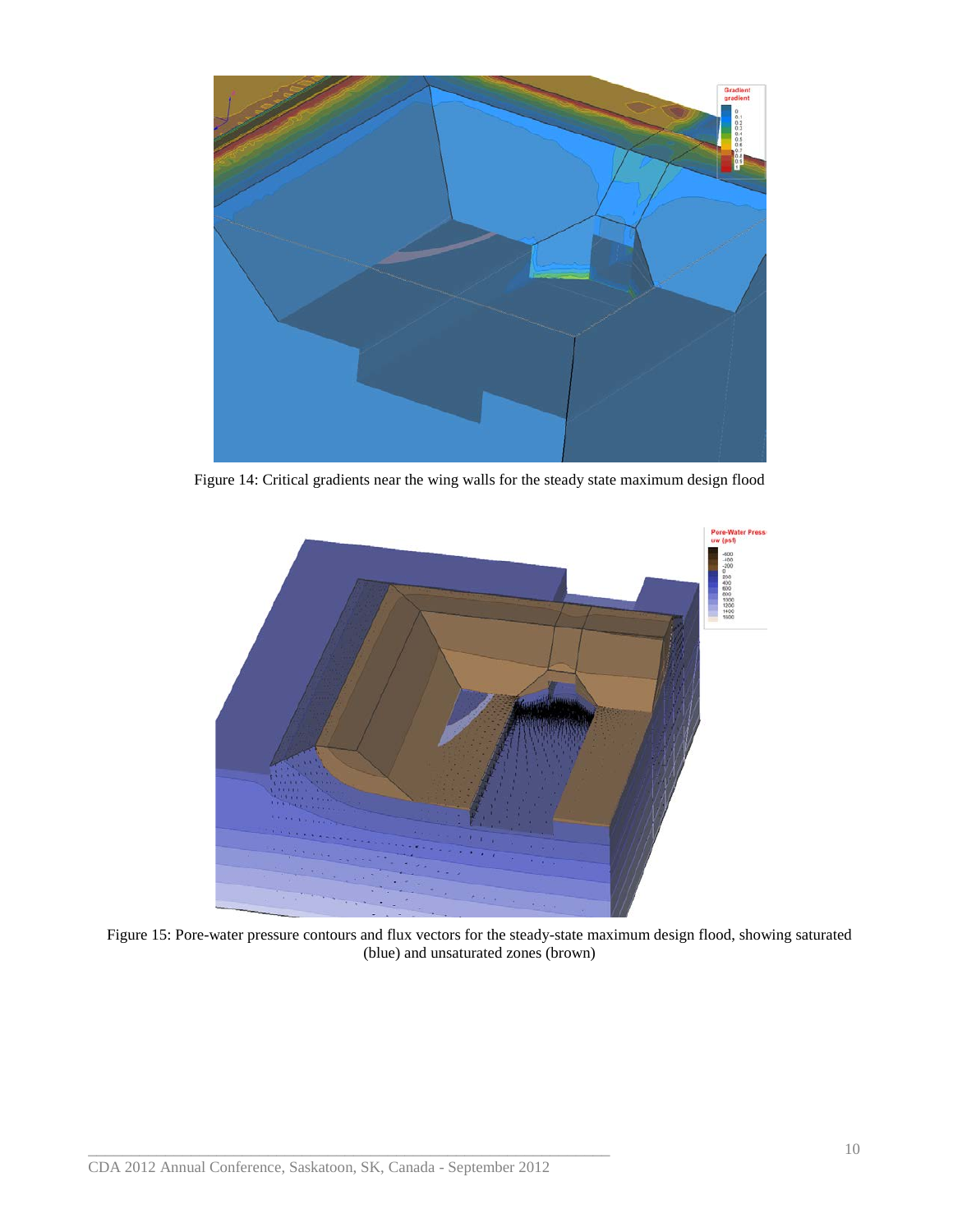Figure 14: Critical gradients near the wing walls for the steady state maximum design flood

Figure 15: Pore-water pressure contours and flux vectors for the steady-state maximum design flood, showing saturated (blue) and unsaturated zones (brown)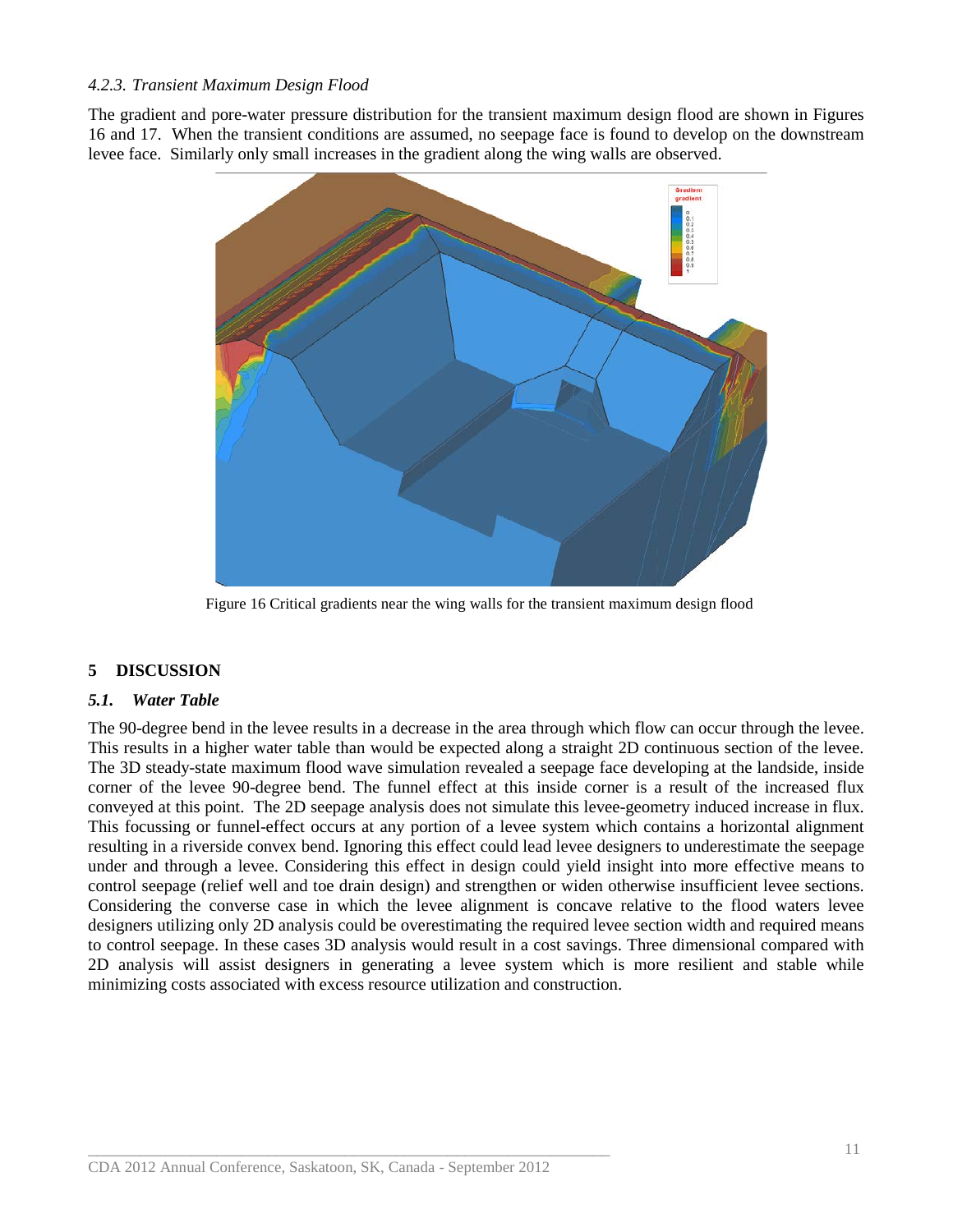#### *4.2.3. Transient Maximum Design Flood*

The gradient and pore-water pressure distribution for the transient maximum design flood are shown in Figures 16 and 17. When the transient conditions are assumed, no seepage face is found to develop on the downstream levee face. Similarly only small increases in the gradient along the wing walls are observed.

Figure 16 Critical gradients near the wing walls for the transient maximum design flood

## 5 DISCUSSION

### *5.1. Water Table*

The 90-degree bend in the levee results in a decrease in the area through which flow can occur through the levee. This results in a higher water table than would be expected along a straight 2D continuous section of the levee. The 3D steady-state maximum flood wave simulation revealed a seepage face developing at the landside, inside corner of the levee 90-degree bend. The funnel effect at this inside corner is a result of the increased flux conveyed at this point. The 2D seepage analysis does not simulate this levee-geometry induced increase in flux. This focussing or funnel-effect occurs at any portion of a levee system which contains a horizontal alignment resulting in a riverside convex bend. Ignoring this effect could lead levee designers to underestimate the seepage under and through a levee. Considering this effect in design could yield insight into more effective means to control seepage (relief well and toe drain design) and strengthen or widen otherwise insufficient levee sections. Considering the converse case in which the levee alignment is concave relative to the flood waters levee designers utilizing only 2D analysis could be overestimating the required levee section width and required means to control seepage. In these cases 3D analysis would result in a cost savings. Three dimensional compared with 2D analysis will assist designers in generating a levee system which is more resilient and stable while minimizing costs associated with excess resource utilization and construction.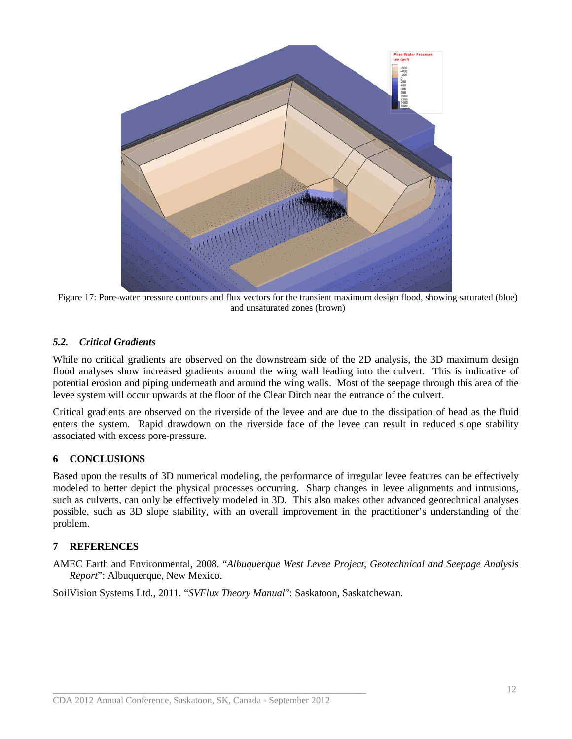Pore-Water Pressure
uw (psf)
-600
-400
-200
0
200
400
600
800
1000
1200
1400
1600

Figure 17: Pore-water pressure contours and flux vectors for the transient maximum design flood, showing saturated (blue) and unsaturated zones (brown)

### *5.2. Critical Gradients*

While no critical gradients are observed on the downstream side of the 2D analysis, the 3D maximum design flood analyses show increased gradients around the wing wall leading into the culvert. This is indicative of potential erosion and piping underneath and around the wing walls. Most of the seepage through this area of the levee system will occur upwards at the floor of the Clear Ditch near the entrance of the culvert.

Critical gradients are observed on the riverside of the levee and are due to the dissipation of head as the fluid enters the system. Rapid drawdown on the riverside face of the levee can result in reduced slope stability associated with excess pore-pressure.

## 6 CONCLUSIONS

Based upon the results of 3D numerical modeling, the performance of irregular levee features can be effectively modeled to better depict the physical processes occurring. Sharp changes in levee alignments and intrusions, such as culverts, can only be effectively modeled in 3D. This also makes other advanced geotechnical analyses possible, such as 3D slope stability, with an overall improvement in the practitioner's understanding of the problem.

## 7 REFERENCES

AMEC Earth and Environmental, 2008. "*Albuquerque West Levee Project, Geotechnical and Seepage Analysis Report*": Albuquerque, New Mexico.

SoilVision Systems Ltd., 2011. "*SVFlux Theory Manual*": Saskatoon, Saskatchewan.